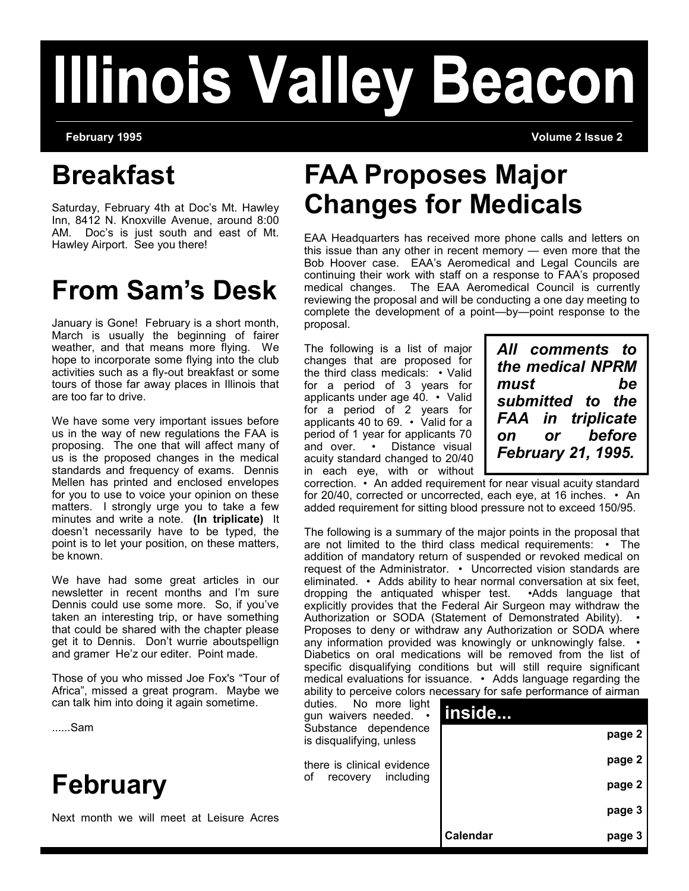# Illinois Valley Beacon

February 1995 Volume 2 Issue 2

## Breakfast

Saturday, February 4th at Doc's Mt. Hawley Inn, 8412 N. Knoxville Avenue, around 8:00 AM. Doc's is just south and east of Mt. Hawley Airport. See you there!

## From Sam's Desk

January is Gone! February is a short month, March is usually the beginning of fairer weather, and that means more flying. We hope to incorporate some flying into the club activities such as a fly-out breakfast or some tours of those far away places in Illinois that are too far to drive.

We have some very important issues before us in the way of new regulations the FAA is proposing. The one that will affect many of us is the proposed changes in the medical standards and frequency of exams. Dennis Mellen has printed and enclosed envelopes for you to use to voice your opinion on these matters. I strongly urge you to take a few minutes and write a note. **(In triplicate)** It doesn't necessarily have to be typed, the point is to let your position, on these matters, be known.

We have had some great articles in our newsletter in recent months and I'm sure Dennis could use some more. So, if you've taken an interesting trip, or have something that could be shared with the chapter please get it to Dennis. Don't wurrie aboutspellign and gramer He'z our editer. Point made.

Those of you who missed Joe Fox's "Tour of Africa", missed a great program. Maybe we can talk him into doing it again sometime.

......Sam

## February

Next month we will meet at Leisure Acres

## FAA Proposes Major Changes for Medicals

EAA Headquarters has received more phone calls and letters on this issue than any other in recent memory — even more that the Bob Hoover case. EAA's Aeromedical and Legal Councils are continuing their work with staff on a response to FAA's proposed medical changes. The EAA Aeromedical Council is currently reviewing the proposal and will be conducting a one day meeting to complete the development of a point—by—point response to the proposal.

***All comments to the medical NPRM must be submitted to the FAA in triplicate on or before February 21, 1995.***

The following is a list of major changes that are proposed for the third class medicals: • Valid for a period of 3 years for applicants under age 40. • Valid for a period of 2 years for applicants 40 to 69. • Valid for a period of 1 year for applicants 70 and over. • Distance visual acuity standard changed to 20/40 in each eye, with or without correction. • An added requirement for near visual acuity standard for 20/40, corrected or uncorrected, each eye, at 16 inches. • An added requirement for sitting blood pressure not to exceed 150/95.

The following is a summary of the major points in the proposal that are not limited to the third class medical requirements: • The addition of mandatory return of suspended or revoked medical on request of the Administrator. • Uncorrected vision standards are eliminated. • Adds ability to hear normal conversation at six feet, dropping the antiquated whisper test. •Adds language that explicitly provides that the Federal Air Surgeon may withdraw the Authorization or SODA (Statement of Demonstrated Ability). • Proposes to deny or withdraw any Authorization or SODA where any information provided was knowingly or unknowingly false. • Diabetics on oral medications will be removed from the list of specific disqualifying conditions but will still require significant medical evaluations for issuance. • Adds language regarding the ability to perceive colors necessary for safe performance of airman duties. No more light gun waivers needed. • Substance dependence is disqualifying, unless there is clinical evidence of recovery including

| inside... | |
|---|---|
| | page 2 |
| | page 2 |
| | page 2 |
| | page 3 |
| Calendar | page 3 |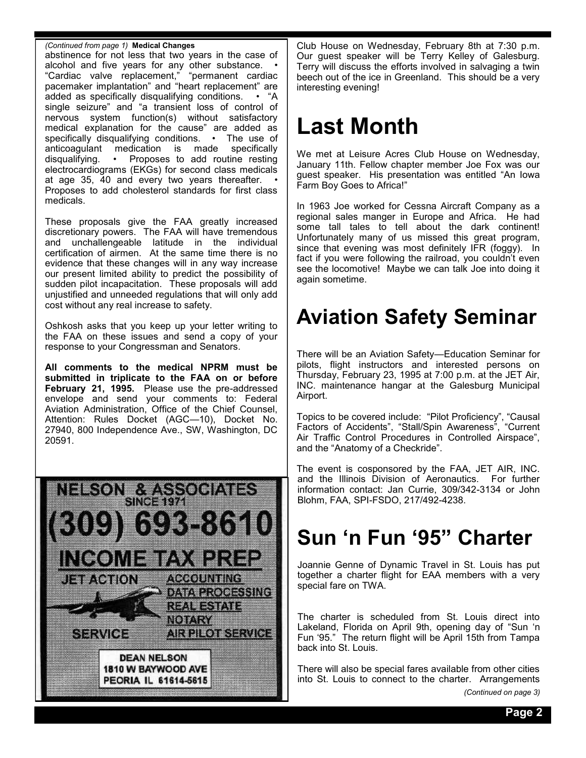*(Continued from page 1)* **Medical Changes**

abstinence for not less that two years in the case of alcohol and five years for any other substance. • "Cardiac valve replacement," "permanent cardiac pacemaker implantation" and "heart replacement" are added as specifically disqualifying conditions. • "A single seizure" and "a transient loss of control of nervous system function(s) without satisfactory medical explanation for the cause" are added as specifically disqualifying conditions. • The use of anticoagulant medication is made specifically disqualifying. • Proposes to add routine resting electrocardiograms (EKGs) for second class medicals at age 35, 40 and every two years thereafter. • Proposes to add cholesterol standards for first class medicals.

These proposals give the FAA greatly increased discretionary powers. The FAA will have tremendous and unchallengeable latitude in the individual certification of airmen. At the same time there is no evidence that these changes will in any way increase our present limited ability to predict the possibility of sudden pilot incapacitation. These proposals will add unjustified and unneeded regulations that will only add cost without any real increase to safety.

Oshkosh asks that you keep up your letter writing to the FAA on these issues and send a copy of your response to your Congressman and Senators.

**All comments to the medical NPRM must be submitted in triplicate to the FAA on or before February 21, 1995.** Please use the pre-addressed envelope and send your comments to: Federal Aviation Administration, Office of the Chief Counsel, Attention: Rules Docket (AGC—10), Docket No. 27940, 800 Independence Ave., SW, Washington, DC 20591.

NELSON & ASSOCIATES
SINCE 1971
(309) 693-8610
INCOME TAX PREP
JET ACTION SERVICE
ACCOUNTING
DATA PROCESSING
REAL ESTATE
NOTARY
AIR PILOT SERVICE
DEAN NELSON
1810 W BAYWOOD AVE
PEORIA IL 61614-5615

Club House on Wednesday, February 8th at 7:30 p.m. Our guest speaker will be Terry Kelley of Galesburg. Terry will discuss the efforts involved in salvaging a twin beech out of the ice in Greenland. This should be a very interesting evening!

# Last Month

We met at Leisure Acres Club House on Wednesday, January 11th. Fellow chapter member Joe Fox was our guest speaker. His presentation was entitled "An Iowa Farm Boy Goes to Africa!"

In 1963 Joe worked for Cessna Aircraft Company as a regional sales manger in Europe and Africa. He had some tall tales to tell about the dark continent! Unfortunately many of us missed this great program, since that evening was most definitely IFR (foggy). In fact if you were following the railroad, you couldn't even see the locomotive! Maybe we can talk Joe into doing it again sometime.

# Aviation Safety Seminar

There will be an Aviation Safety—Education Seminar for pilots, flight instructors and interested persons on Thursday, February 23, 1995 at 7:00 p.m. at the JET Air, INC. maintenance hangar at the Galesburg Municipal Airport.

Topics to be covered include: "Pilot Proficiency", "Causal Factors of Accidents", "Stall/Spin Awareness", "Current Air Traffic Control Procedures in Controlled Airspace", and the "Anatomy of a Checkride".

The event is cosponsored by the FAA, JET AIR, INC. and the Illinois Division of Aeronautics. For further information contact: Jan Currie, 309/342-3134 or John Blohm, FAA, SPI-FSDO, 217/492-4238.

# Sun 'n Fun '95" Charter

Joannie Genne of Dynamic Travel in St. Louis has put together a charter flight for EAA members with a very special fare on TWA.

The charter is scheduled from St. Louis direct into Lakeland, Florida on April 9th, opening day of "Sun 'n Fun '95." The return flight will be April 15th from Tampa back into St. Louis.

There will also be special fares available from other cities into St. Louis to connect to the charter. Arrangements

*(Continued on page 3)*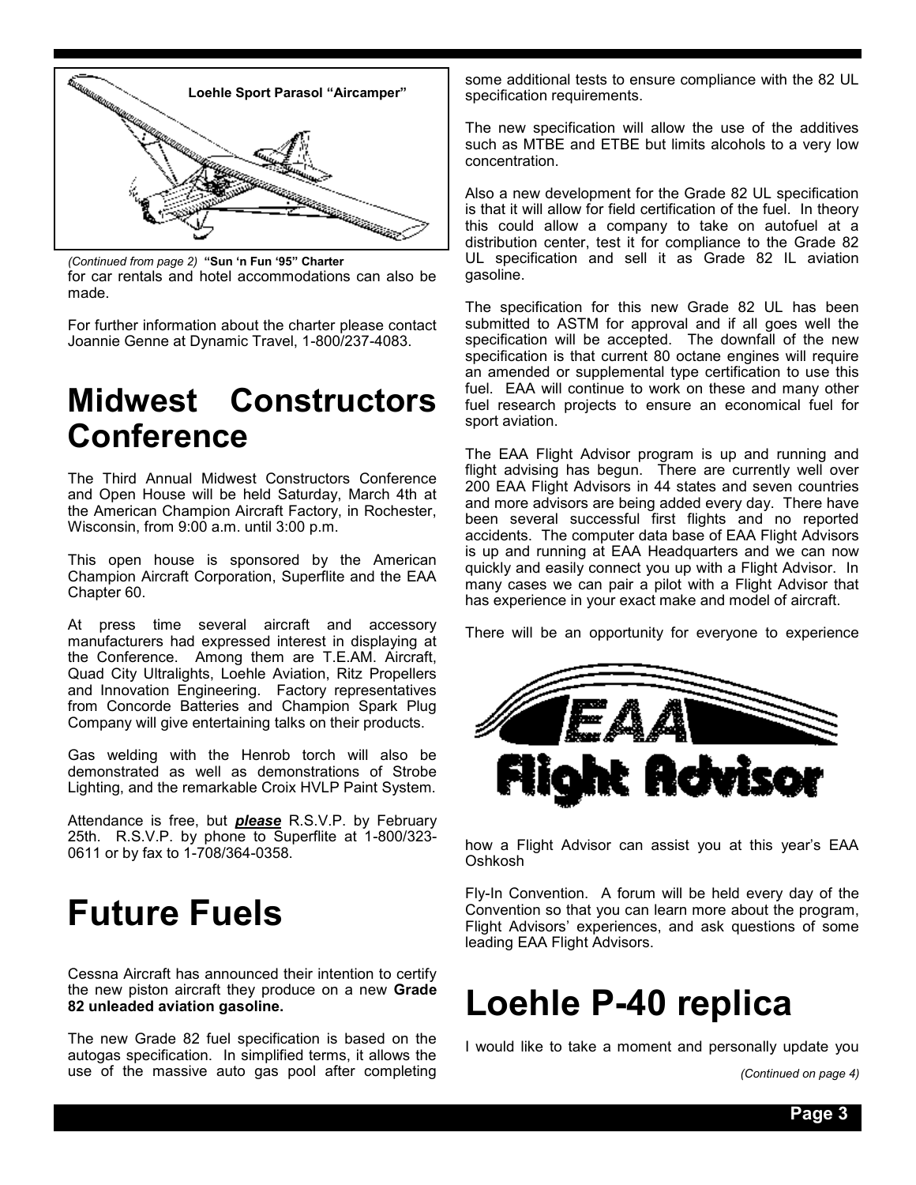Loehle Sport Parasol "Aircamper"

*(Continued from page 2)* **"Sun 'n Fun '95" Charter**

for car rentals and hotel accommodations can also be made.

For further information about the charter please contact Joannie Genne at Dynamic Travel, 1-800/237-4083.

# Midwest Constructors Conference

The Third Annual Midwest Constructors Conference and Open House will be held Saturday, March 4th at the American Champion Aircraft Factory, in Rochester, Wisconsin, from 9:00 a.m. until 3:00 p.m.

This open house is sponsored by the American Champion Aircraft Corporation, Superflite and the EAA Chapter 60.

At press time several aircraft and accessory manufacturers had expressed interest in displaying at the Conference. Among them are T.E.AM. Aircraft, Quad City Ultralights, Loehle Aviation, Ritz Propellers and Innovation Engineering. Factory representatives from Concorde Batteries and Champion Spark Plug Company will give entertaining talks on their products.

Gas welding with the Henrob torch will also be demonstrated as well as demonstrations of Strobe Lighting, and the remarkable Croix HVLP Paint System.

Attendance is free, but ***please*** R.S.V.P. by February 25th. R.S.V.P. by phone to Superflite at 1-800/323-0611 or by fax to 1-708/364-0358.

# Future Fuels

Cessna Aircraft has announced their intention to certify the new piston aircraft they produce on a new **Grade 82 unleaded aviation gasoline.**

The new Grade 82 fuel specification is based on the autogas specification. In simplified terms, it allows the use of the massive auto gas pool after completing some additional tests to ensure compliance with the 82 UL specification requirements.

The new specification will allow the use of the additives such as MTBE and ETBE but limits alcohols to a very low concentration.

Also a new development for the Grade 82 UL specification is that it will allow for field certification of the fuel. In theory this could allow a company to take on autofuel at a distribution center, test it for compliance to the Grade 82 UL specification and sell it as Grade 82 IL aviation gasoline.

The specification for this new Grade 82 UL has been submitted to ASTM for approval and if all goes well the specification will be accepted. The downfall of the new specification is that current 80 octane engines will require an amended or supplemental type certification to use this fuel. EAA will continue to work on these and many other fuel research projects to ensure an economical fuel for sport aviation.

The EAA Flight Advisor program is up and running and flight advising has begun. There are currently well over 200 EAA Flight Advisors in 44 states and seven countries and more advisors are being added every day. There have been several successful first flights and no reported accidents. The computer data base of EAA Flight Advisors is up and running at EAA Headquarters and we can now quickly and easily connect you up with a Flight Advisor. In many cases we can pair a pilot with a Flight Advisor that has experience in your exact make and model of aircraft.

There will be an opportunity for everyone to experience how a Flight Advisor can assist you at this year's EAA Oshkosh Fly-In Convention. A forum will be held every day of the Convention so that you can learn more about the program, Flight Advisors' experiences, and ask questions of some leading EAA Flight Advisors.

# Loehle P-40 replica

I would like to take a moment and personally update you

*(Continued on page 4)*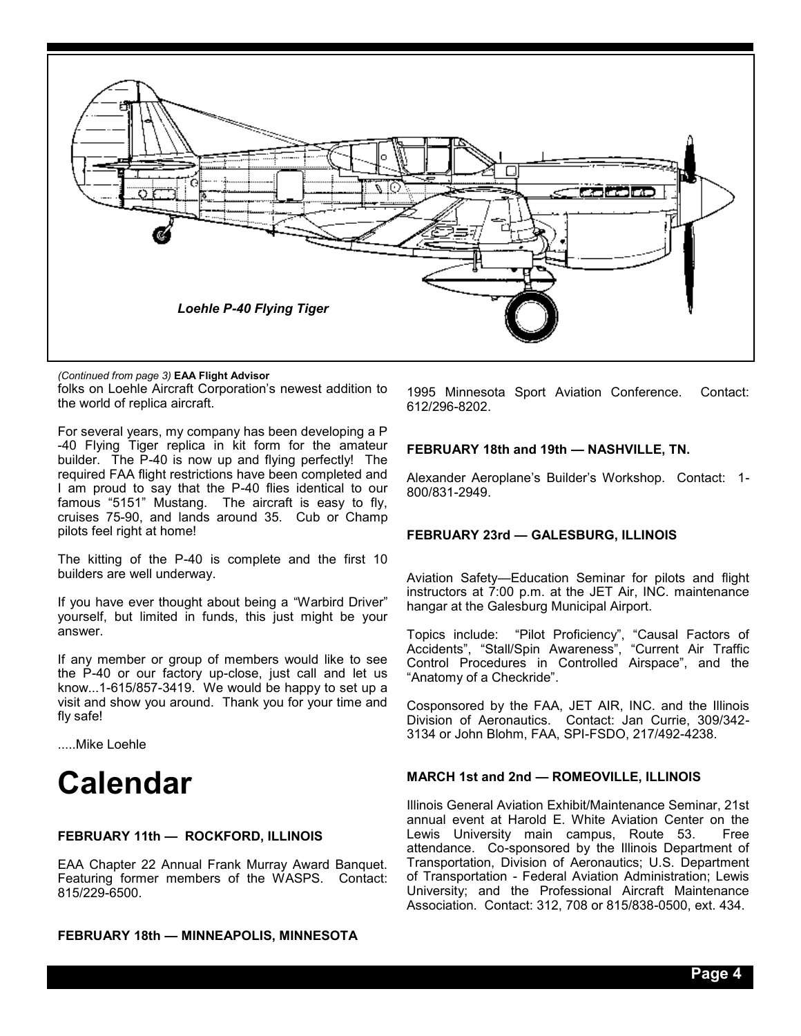*Loehle P-40 Flying Tiger*

*(Continued from page 3)* **EAA Flight Advisor**

folks on Loehle Aircraft Corporation's newest addition to the world of replica aircraft.

For several years, my company has been developing a P -40 Flying Tiger replica in kit form for the amateur builder. The P-40 is now up and flying perfectly! The required FAA flight restrictions have been completed and I am proud to say that the P-40 flies identical to our famous "5151" Mustang. The aircraft is easy to fly, cruises 75-90, and lands around 35. Cub or Champ pilots feel right at home!

The kitting of the P-40 is complete and the first 10 builders are well underway.

If you have ever thought about being a "Warbird Driver" yourself, but limited in funds, this just might be your answer.

If any member or group of members would like to see the P-40 or our factory up-close, just call and let us know...1-615/857-3419. We would be happy to set up a visit and show you around. Thank you for your time and fly safe!

.....Mike Loehle

# Calendar

**FEBRUARY 11th — ROCKFORD, ILLINOIS**

EAA Chapter 22 Annual Frank Murray Award Banquet. Featuring former members of the WASPS. Contact: 815/229-6500.

**FEBRUARY 18th — MINNEAPOLIS, MINNESOTA**

1995 Minnesota Sport Aviation Conference. Contact: 612/296-8202.

**FEBRUARY 18th and 19th — NASHVILLE, TN.**

Alexander Aeroplane's Builder's Workshop. Contact: 1-800/831-2949.

**FEBRUARY 23rd — GALESBURG, ILLINOIS**

Aviation Safety—Education Seminar for pilots and flight instructors at 7:00 p.m. at the JET Air, INC. maintenance hangar at the Galesburg Municipal Airport.

Topics include: "Pilot Proficiency", "Causal Factors of Accidents", "Stall/Spin Awareness", "Current Air Traffic Control Procedures in Controlled Airspace", and the "Anatomy of a Checkride".

Cosponsored by the FAA, JET AIR, INC. and the Illinois Division of Aeronautics. Contact: Jan Currie, 309/342-3134 or John Blohm, FAA, SPI-FSDO, 217/492-4238.

**MARCH 1st and 2nd — ROMEOVILLE, ILLINOIS**

Illinois General Aviation Exhibit/Maintenance Seminar, 21st annual event at Harold E. White Aviation Center on the Lewis University main campus, Route 53. Free attendance. Co-sponsored by the Illinois Department of Transportation, Division of Aeronautics; U.S. Department of Transportation - Federal Aviation Administration; Lewis University; and the Professional Aircraft Maintenance Association. Contact: 312, 708 or 815/838-0500, ext. 434.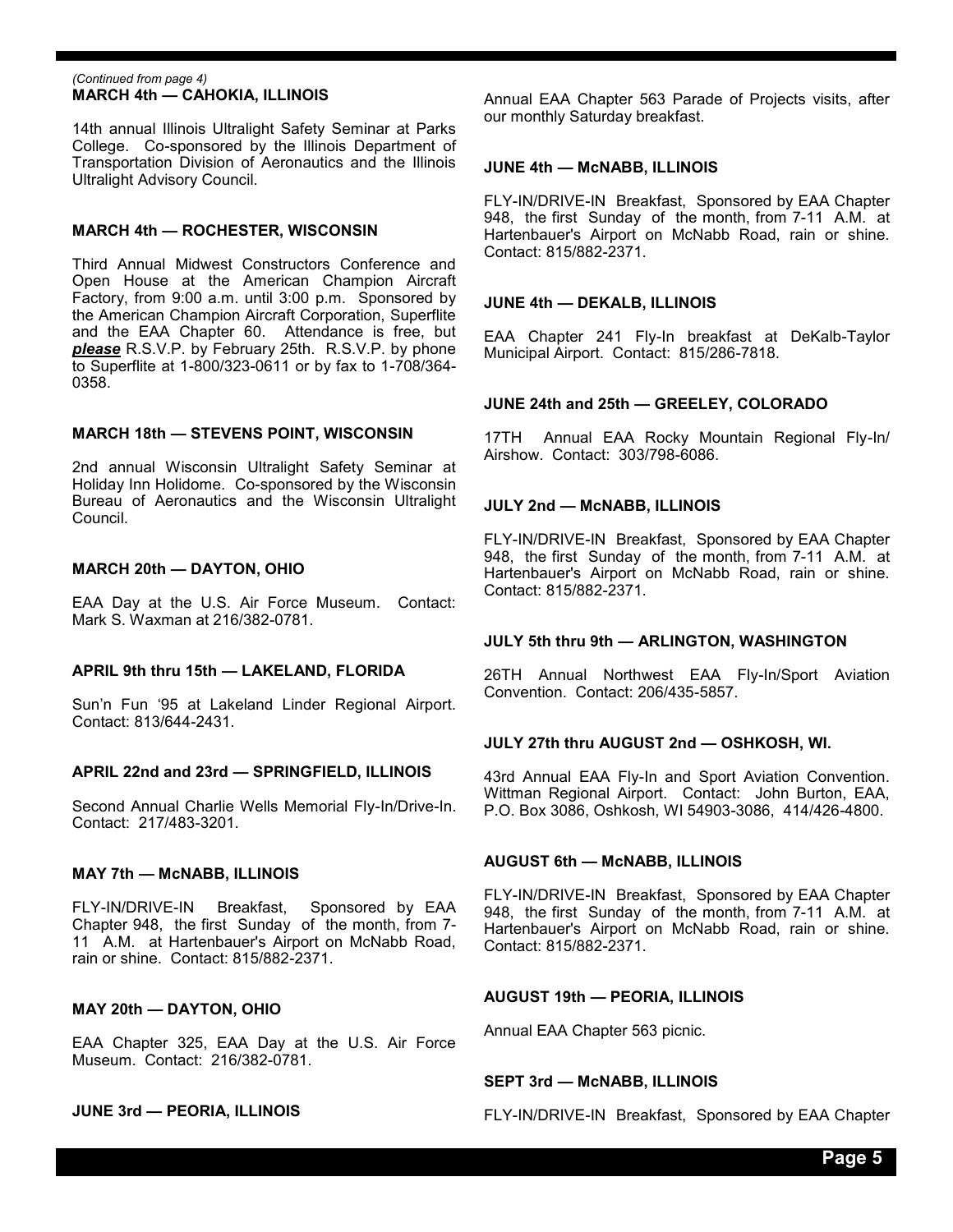*(Continued from page 4)*

**MARCH 4th — CAHOKIA, ILLINOIS**

14th annual Illinois Ultralight Safety Seminar at Parks College. Co-sponsored by the Illinois Department of Transportation Division of Aeronautics and the Illinois Ultralight Advisory Council.

**MARCH 4th — ROCHESTER, WISCONSIN**

Third Annual Midwest Constructors Conference and Open House at the American Champion Aircraft Factory, from 9:00 a.m. until 3:00 p.m. Sponsored by the American Champion Aircraft Corporation, Superflite and the EAA Chapter 60. Attendance is free, but ***please*** R.S.V.P. by February 25th. R.S.V.P. by phone to Superflite at 1-800/323-0611 or by fax to 1-708/364-0358.

**MARCH 18th — STEVENS POINT, WISCONSIN**

2nd annual Wisconsin Ultralight Safety Seminar at Holiday Inn Holidome. Co-sponsored by the Wisconsin Bureau of Aeronautics and the Wisconsin Ultralight Council.

**MARCH 20th — DAYTON, OHIO**

EAA Day at the U.S. Air Force Museum. Contact: Mark S. Waxman at 216/382-0781.

**APRIL 9th thru 15th — LAKELAND, FLORIDA**

Sun'n Fun '95 at Lakeland Linder Regional Airport. Contact: 813/644-2431.

**APRIL 22nd and 23rd — SPRINGFIELD, ILLINOIS**

Second Annual Charlie Wells Memorial Fly-In/Drive-In. Contact: 217/483-3201.

**MAY 7th — McNABB, ILLINOIS**

FLY-IN/DRIVE-IN Breakfast, Sponsored by EAA Chapter 948, the first Sunday of the month, from 7-11 A.M. at Hartenbauer's Airport on McNabb Road, rain or shine. Contact: 815/882-2371.

**MAY 20th — DAYTON, OHIO**

EAA Chapter 325, EAA Day at the U.S. Air Force Museum. Contact: 216/382-0781.

**JUNE 3rd — PEORIA, ILLINOIS**

Annual EAA Chapter 563 Parade of Projects visits, after our monthly Saturday breakfast.

**JUNE 4th — McNABB, ILLINOIS**

FLY-IN/DRIVE-IN Breakfast, Sponsored by EAA Chapter 948, the first Sunday of the month, from 7-11 A.M. at Hartenbauer's Airport on McNabb Road, rain or shine. Contact: 815/882-2371.

**JUNE 4th — DEKALB, ILLINOIS**

EAA Chapter 241 Fly-In breakfast at DeKalb-Taylor Municipal Airport. Contact: 815/286-7818.

**JUNE 24th and 25th — GREELEY, COLORADO**

17TH Annual EAA Rocky Mountain Regional Fly-In/Airshow. Contact: 303/798-6086.

**JULY 2nd — McNABB, ILLINOIS**

FLY-IN/DRIVE-IN Breakfast, Sponsored by EAA Chapter 948, the first Sunday of the month, from 7-11 A.M. at Hartenbauer's Airport on McNabb Road, rain or shine. Contact: 815/882-2371.

**JULY 5th thru 9th — ARLINGTON, WASHINGTON**

26TH Annual Northwest EAA Fly-In/Sport Aviation Convention. Contact: 206/435-5857.

**JULY 27th thru AUGUST 2nd — OSHKOSH, WI.**

43rd Annual EAA Fly-In and Sport Aviation Convention. Wittman Regional Airport. Contact: John Burton, EAA, P.O. Box 3086, Oshkosh, WI 54903-3086, 414/426-4800.

**AUGUST 6th — McNABB, ILLINOIS**

FLY-IN/DRIVE-IN Breakfast, Sponsored by EAA Chapter 948, the first Sunday of the month, from 7-11 A.M. at Hartenbauer's Airport on McNabb Road, rain or shine. Contact: 815/882-2371.

**AUGUST 19th — PEORIA, ILLINOIS**

Annual EAA Chapter 563 picnic.

**SEPT 3rd — McNABB, ILLINOIS**

FLY-IN/DRIVE-IN Breakfast, Sponsored by EAA Chapter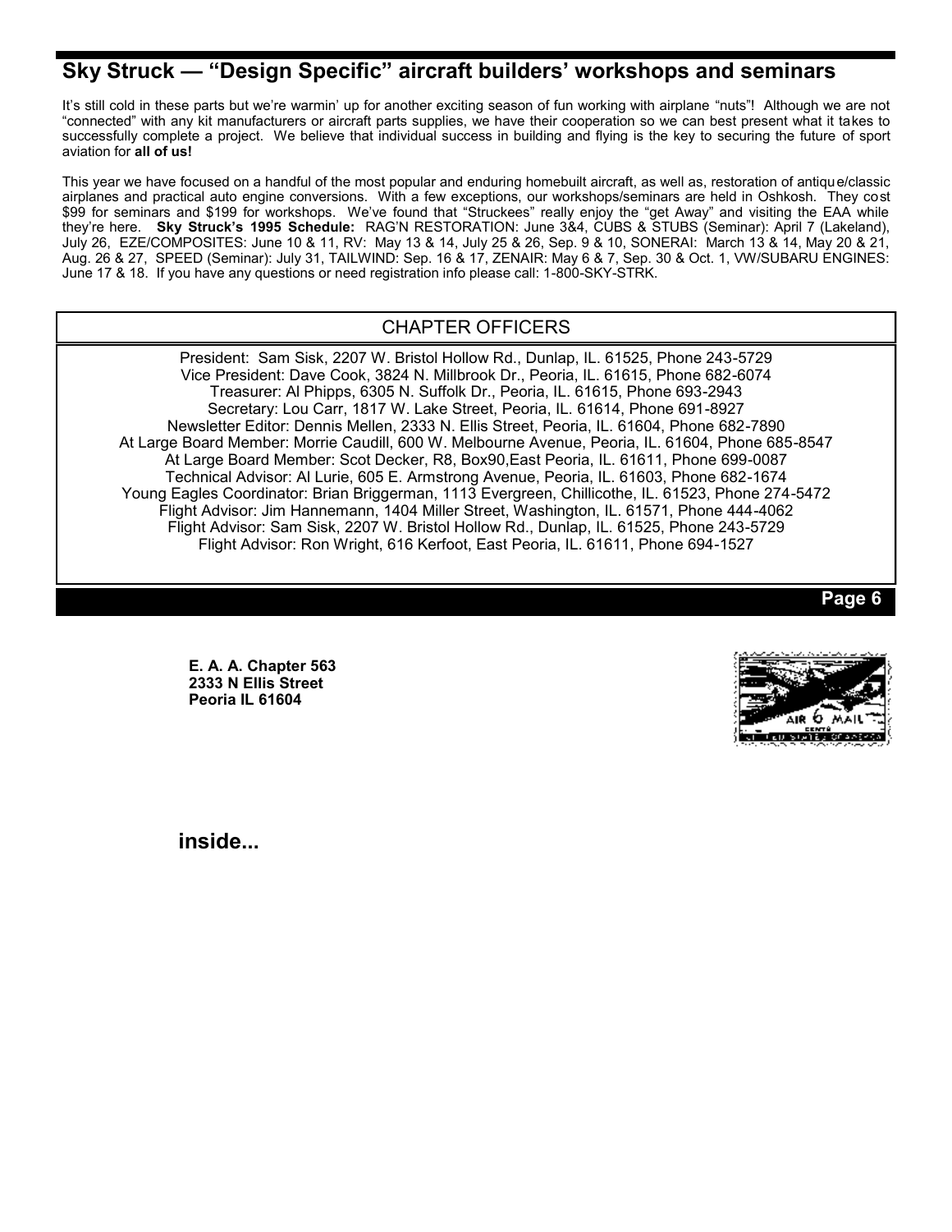## Sky Struck — "Design Specific" aircraft builders' workshops and seminars

It's still cold in these parts but we're warmin' up for another exciting season of fun working with airplane "nuts"! Although we are not "connected" with any kit manufacturers or aircraft parts supplies, we have their cooperation so we can best present what it takes to successfully complete a project. We believe that individual success in building and flying is the key to securing the future of sport aviation for **all of us!**

This year we have focused on a handful of the most popular and enduring homebuilt aircraft, as well as, restoration of antique/classic airplanes and practical auto engine conversions. With a few exceptions, our workshops/seminars are held in Oshkosh. They cost $99 for seminars and $199 for workshops. We've found that "Struckees" really enjoy the "get Away" and visiting the EAA while they're here. **Sky Struck's 1995 Schedule:** RAG'N RESTORATION: June 3&4, CUBS & STUBS (Seminar): April 7 (Lakeland), July 26, EZE/COMPOSITES: June 10 & 11, RV: May 13 & 14, July 25 & 26, Sep. 9 & 10, SONERAI: March 13 & 14, May 20 & 21, Aug. 26 & 27, SPEED (Seminar): July 31, TAILWIND: Sep. 16 & 17, ZENAIR: May 6 & 7, Sep. 30 & Oct. 1, VW/SUBARU ENGINES: June 17 & 18. If you have any questions or need registration info please call: 1-800-SKY-STRK.

### CHAPTER OFFICERS

President: Sam Sisk, 2207 W. Bristol Hollow Rd., Dunlap, IL. 61525, Phone 243-5729
Vice President: Dave Cook, 3824 N. Millbrook Dr., Peoria, IL. 61615, Phone 682-6074
Treasurer: Al Phipps, 6305 N. Suffolk Dr., Peoria, IL. 61615, Phone 693-2943
Secretary: Lou Carr, 1817 W. Lake Street, Peoria, IL. 61614, Phone 691-8927
Newsletter Editor: Dennis Mellen, 2333 N. Ellis Street, Peoria, IL. 61604, Phone 682-7890
At Large Board Member: Morrie Caudill, 600 W. Melbourne Avenue, Peoria, IL. 61604, Phone 685-8547
At Large Board Member: Scot Decker, R8, Box90,East Peoria, IL. 61611, Phone 699-0087
Technical Advisor: Al Lurie, 605 E. Armstrong Avenue, Peoria, IL. 61603, Phone 682-1674
Young Eagles Coordinator: Brian Briggerman, 1113 Evergreen, Chillicothe, IL. 61523, Phone 274-5472
Flight Advisor: Jim Hannemann, 1404 Miller Street, Washington, IL. 61571, Phone 444-4062
Flight Advisor: Sam Sisk, 2207 W. Bristol Hollow Rd., Dunlap, IL. 61525, Phone 243-5729
Flight Advisor: Ron Wright, 616 Kerfoot, East Peoria, IL. 61611, Phone 694-1527

**E. A. A. Chapter 563**
**2333 N Ellis Street**
**Peoria IL 61604**

**inside...**